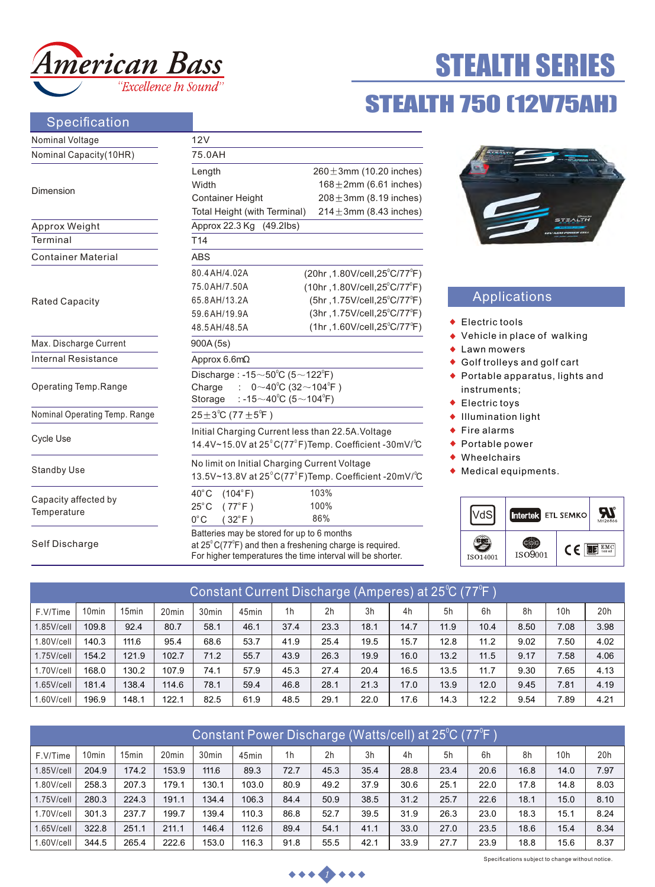# American Bass

*"Excellence In Sound"*

# STEALTH SERIES

## STEALTH 750 (12V75AH)

## Specification

| | |
|---|---|
| Nominal Voltage | 12V |
| Nominal Capacity(10HR) | 75.0AH |
| Dimension | Length 260±3mm (10.20 inches)<br>Width 168±2mm (6.61 inches)<br>Container Height 208±3mm (8.19 inches)<br>Total Height (with Terminal) 214±3mm (8.43 inches) |
| Approx Weight | Approx 22.3 Kg (49.2lbs) |
| Terminal | T14 |
| Container Material | ABS |
| Rated Capacity | 80.4AH/4.02A (20hr ,1.80V/cell,25°C/77°F)<br>75.0AH/7.50A (10hr ,1.80V/cell,25°C/77°F)<br>65.8AH/13.2A (5hr ,1.75V/cell,25°C/77°F)<br>59.6AH/19.9A (3hr ,1.75V/cell,25°C/77°F)<br>48.5AH/48.5A (1hr ,1.60V/cell,25°C/77°F) |
| Max. Discharge Current | 900A (5s) |
| Internal Resistance | Approx 6.6mΩ |
| Operating Temp.Range | Discharge : -15～50°C (5～122°F)<br>Charge : 0～40°C (32～104°F )<br>Storage : -15～40°C (5～104°F) |
| Nominal Operating Temp. Range | 25±3°C (77±5°F ) |
| Cycle Use | Initial Charging Current less than 22.5A.Voltage 14.4V~15.0V at 25°C(77°F)Temp. Coefficient -30mV/°C |
| Standby Use | No limit on Initial Charging Current Voltage 13.5V~13.8V at 25°C(77°F)Temp. Coefficient -20mV/°C |
| Capacity affected by Temperature | 40°C (104°F) 103%<br>25°C (77°F) 100%<br>0°C (32°F) 86% |
| Self Discharge | Batteries may be stored for up to 6 months at 25°C(77°F) and then a freshening charge is required. For higher temperatures the time interval will be shorter. |

## Applications

- Electric tools
- Vehicle in place of walking
- Lawn mowers
- Golf trolleys and golf cart
- Portable apparatus, lights and instruments;
- Electric toys
- Illumination light
- Fire alarms
- Portable power
- Wheelchairs
- Medical equipments.

VdS | Intertek ETL SEMKO | UL MH26866 | ISO14001 | ISO9001 | CE | EMC

## Constant Current Discharge (Amperes) at 25°C (77°F )

| F.V/Time | 10min | 15min | 20min | 30min | 45min | 1h | 2h | 3h | 4h | 5h | 6h | 8h | 10h | 20h |
|---|---|---|---|---|---|---|---|---|---|---|---|---|---|---|
| 1.85V/cell | 109.8 | 92.4 | 80.7 | 58.1 | 46.1 | 37.4 | 23.3 | 18.1 | 14.7 | 11.9 | 10.4 | 8.50 | 7.08 | 3.98 |
| 1.80V/cell | 140.3 | 111.6 | 95.4 | 68.6 | 53.7 | 41.9 | 25.4 | 19.5 | 15.7 | 12.8 | 11.2 | 9.02 | 7.50 | 4.02 |
| 1.75V/cell | 154.2 | 121.9 | 102.7 | 71.2 | 55.7 | 43.9 | 26.3 | 19.9 | 16.0 | 13.2 | 11.5 | 9.17 | 7.58 | 4.06 |
| 1.70V/cell | 168.0 | 130.2 | 107.9 | 74.1 | 57.9 | 45.3 | 27.4 | 20.4 | 16.5 | 13.5 | 11.7 | 9.30 | 7.65 | 4.13 |
| 1.65V/cell | 181.4 | 138.4 | 114.6 | 78.1 | 59.4 | 46.8 | 28.1 | 21.3 | 17.0 | 13.9 | 12.0 | 9.45 | 7.81 | 4.19 |
| 1.60V/cell | 196.9 | 148.1 | 122.1 | 82.5 | 61.9 | 48.5 | 29.1 | 22.0 | 17.6 | 14.3 | 12.2 | 9.54 | 7.89 | 4.21 |

## Constant Power Discharge (Watts/cell) at 25°C (77°F )

| F.V/Time | 10min | 15min | 20min | 30min | 45min | 1h | 2h | 3h | 4h | 5h | 6h | 8h | 10h | 20h |
|---|---|---|---|---|---|---|---|---|---|---|---|---|---|---|
| 1.85V/cell | 204.9 | 174.2 | 153.9 | 111.6 | 89.3 | 72.7 | 45.3 | 35.4 | 28.8 | 23.4 | 20.6 | 16.8 | 14.0 | 7.97 |
| 1.80V/cell | 258.3 | 207.3 | 179.1 | 130.1 | 103.0 | 80.9 | 49.2 | 37.9 | 30.6 | 25.1 | 22.0 | 17.8 | 14.8 | 8.03 |
| 1.75V/cell | 280.3 | 224.3 | 191.1 | 134.4 | 106.3 | 84.4 | 50.9 | 38.5 | 31.2 | 25.7 | 22.6 | 18.1 | 15.0 | 8.10 |
| 1.70V/cell | 301.3 | 237.7 | 199.7 | 139.4 | 110.3 | 86.8 | 52.7 | 39.5 | 31.9 | 26.3 | 23.0 | 18.3 | 15.1 | 8.24 |
| 1.65V/cell | 322.8 | 251.1 | 211.1 | 146.4 | 112.6 | 89.4 | 54.1 | 41.1 | 33.0 | 27.0 | 23.5 | 18.6 | 15.4 | 8.34 |
| 1.60V/cell | 344.5 | 265.4 | 222.6 | 153.0 | 116.3 | 91.8 | 55.5 | 42.1 | 33.9 | 27.7 | 23.9 | 18.8 | 15.6 | 8.37 |

Specifications subject to change without notice.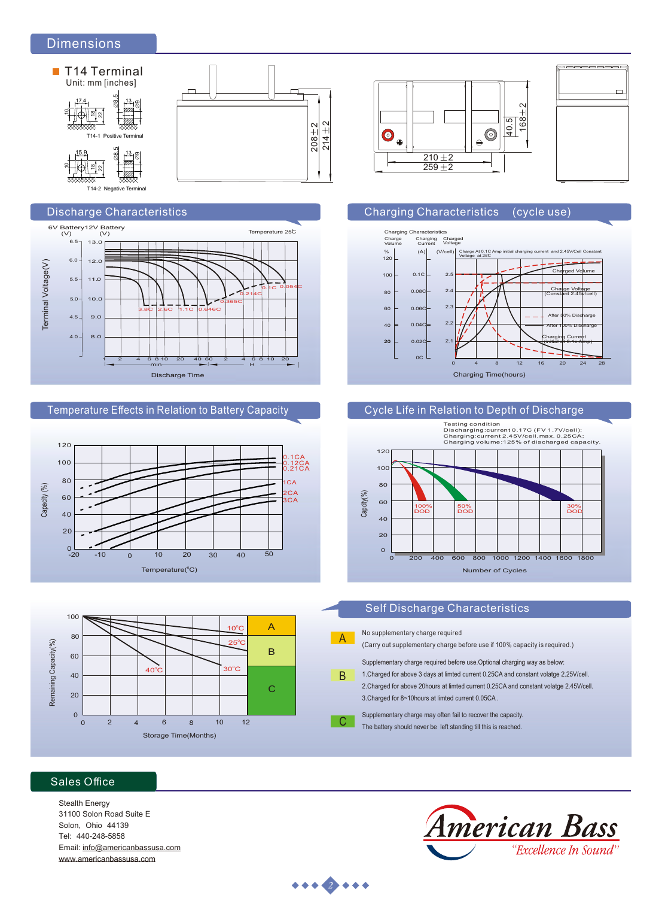## Dimensions

■ T14 Terminal
Unit: mm [inches]

17.4
10
18
22
Ø8.5
13
Ø9
T14-1 Positive Terminal

15.9
10
18
22
Ø8.5
13
Ø9
T14-2 Negative Terminal

208±2
214±2
210±2
259±2
40.5
168±2

## Discharge Characteristics

6V Battery 12V Battery
(V) (V)
Temperature 25C
6.5 13.0
6.0 12.0
5.5 11.0
5.0 10.0
4.5 9.0
4.0 8.0
Terminal Voltage(V)
3.8C 2.6C 1.1C 0.646C 0.365C 0.214C 0.1C 0.054C
1 2 4 6 8 10 20 40 60 2 4 6 8 10 20
min H
Discharge Time

## Charging Characteristics (cycle use)

Charging Characteristics
Charge Volume % | Charging Current (A) | Charged Voltage (V/cell)
Charge At 0.1C Amp initial charging current and 2.45V/Cell Constant Voltage at 25C
120
100 0.1C 2.5
80 0.08C 2.4
60 0.06C 2.3
40 0.04C 2.2
20 0.02C 2.1
0C
Charged Volume
Charge Voltage (Constant 2.45v/cell)
After 50% Discharge
After 100% Discharge
Charging Current (initial at 0.1c Amp)
0 4 8 12 16 20 24 28
Charging Time(hours)

## Temperature Effects in Relation to Battery Capacity

120
100
80
60
40
20
0
Capacity (%)
0.1CA
0.12CA
0.21CA
1CA
2CA
3CA
-20 -10 0 10 20 30 40 50
Temperature(°C)

## Cycle Life in Relation to Depth of Discharge

Testing condition
Discharging: current 0.17C (FV 1.7V/cell);
Charging: current 2.45V/cell, max. 0.25CA;
Charging volume: 125% of discharged capacity.
120
100
80
60
40
20
0
Capcity(%)
100% DOD
50% DOD
30% DOD
0 200 400 600 800 1000 1200 1400 1600 1800
Number of Cycles

100
80
60
40
20
0
Remaining Capacity(%)
10°C
25°C
40°C
30°C
A
B
C
0 2 4 6 8 10 12
Storage Time(Months)

## Self Discharge Characteristics

**A** No supplementary charge required
(Carry out supplementary charge before use if 100% capacity is required.)

**B** Supplementary charge required before use. Optional charging way as below:
1. Charged for above 3 days at limted current 0.25CA and constant volatge 2.25V/cell.
2. Charged for above 20hours at limted current 0.25CA and constant volatge 2.45V/cell.
3. Charged for 8~10hours at limted current 0.05CA .

**C** Supplementary charge may often fail to recover the capacity.
The battery should never be left standing till this is reached.

## Sales Office

Stealth Energy
31100 Solon Road Suite E
Solon, Ohio 44139
Tel: 440-248-5858
Email: info@americanbassusa.com
www.americanbassusa.com

American Bass
"Excellence In Sound"